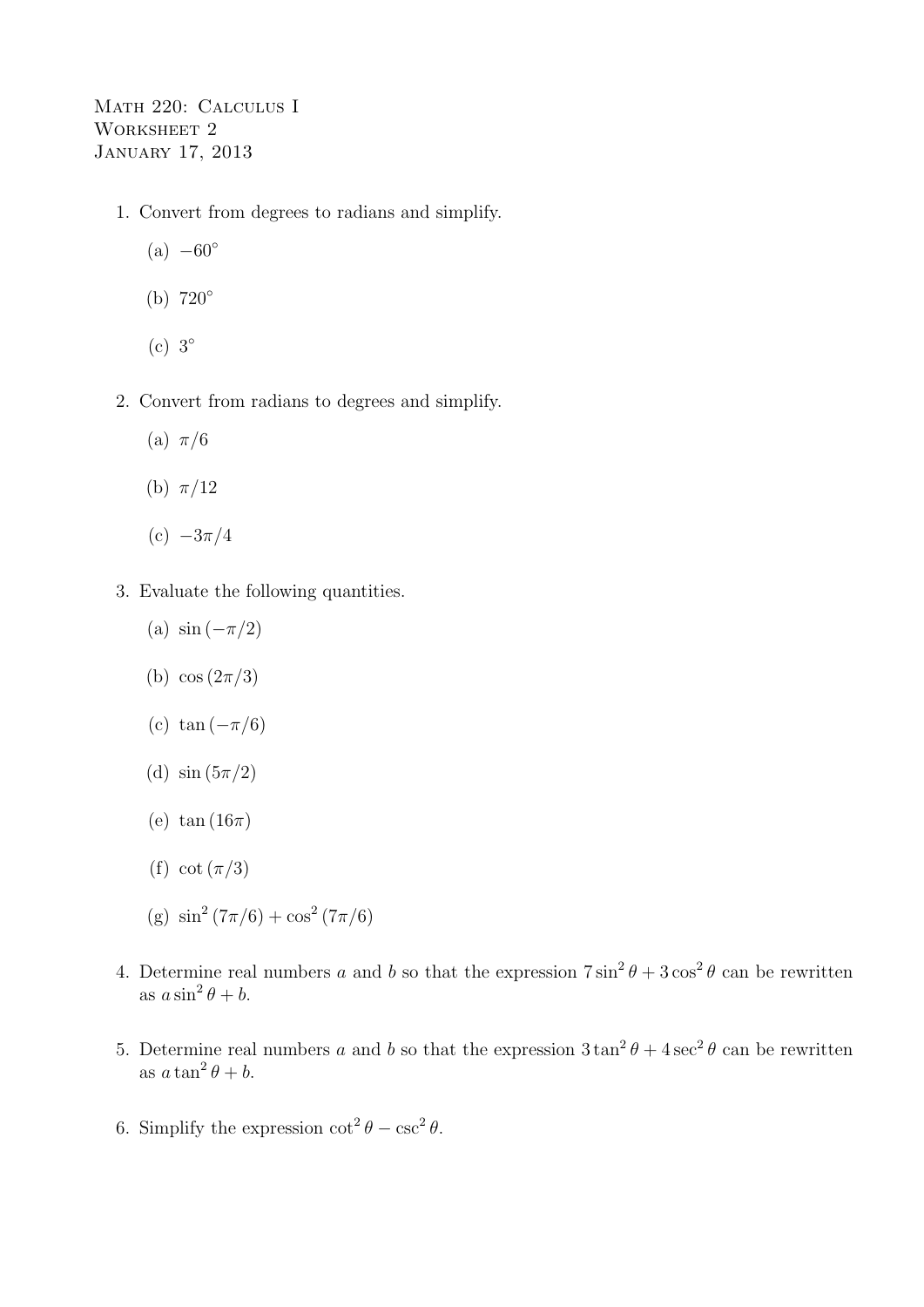Math 220: Calculus I
Worksheet 2
January 17, 2013

1. Convert from degrees to radians and simplify.

   (a) $-60^\circ$

   (b) $720^\circ$

   (c) $3^\circ$

2. Convert from radians to degrees and simplify.

   (a) $\pi/6$

   (b) $\pi/12$

   (c) $-3\pi/4$

3. Evaluate the following quantities.

   (a) $\sin(-\pi/2)$

   (b) $\cos(2\pi/3)$

   (c) $\tan(-\pi/6)$

   (d) $\sin(5\pi/2)$

   (e) $\tan(16\pi)$

   (f) $\cot(\pi/3)$

   (g) $\sin^2(7\pi/6) + \cos^2(7\pi/6)$

4. Determine real numbers $a$ and $b$ so that the expression $7\sin^2\theta + 3\cos^2\theta$ can be rewritten as $a\sin^2\theta + b$.

5. Determine real numbers $a$ and $b$ so that the expression $3\tan^2\theta + 4\sec^2\theta$ can be rewritten as $a\tan^2\theta + b$.

6. Simplify the expression $\cot^2\theta - \csc^2\theta$.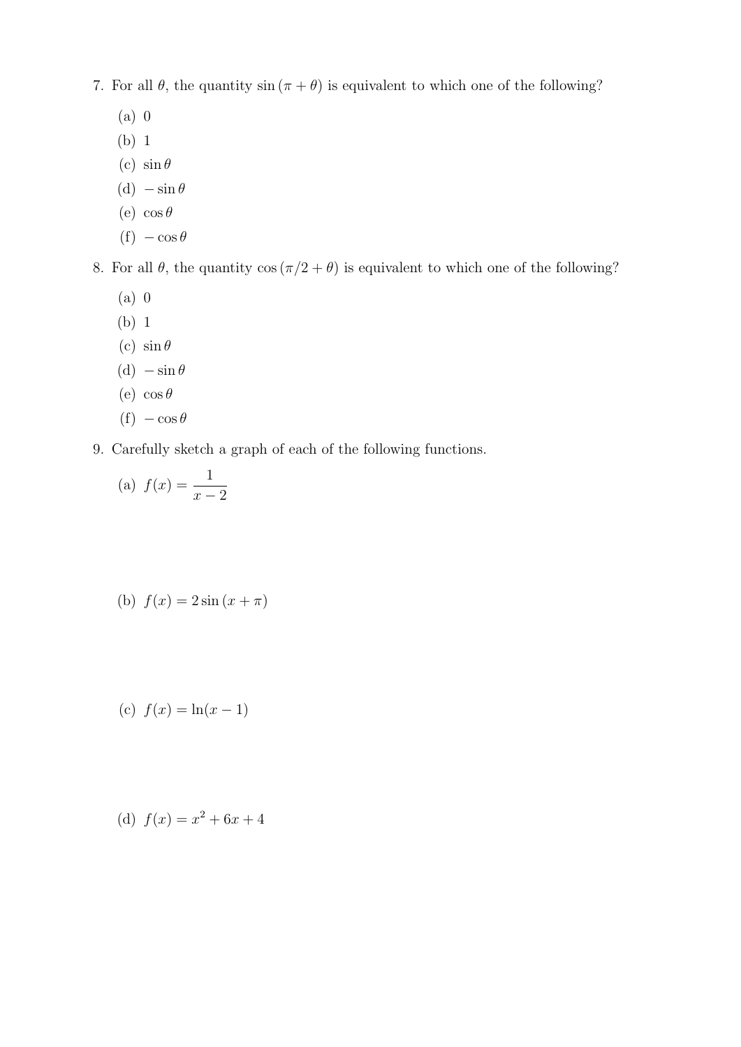7. For all $\theta$, the quantity $\sin(\pi + \theta)$ is equivalent to which one of the following?

   (a) $0$

   (b) $1$

   (c) $\sin\theta$

   (d) $-\sin\theta$

   (e) $\cos\theta$

   (f) $-\cos\theta$

8. For all $\theta$, the quantity $\cos(\pi/2 + \theta)$ is equivalent to which one of the following?

   (a) $0$

   (b) $1$

   (c) $\sin\theta$

   (d) $-\sin\theta$

   (e) $\cos\theta$

   (f) $-\cos\theta$

9. Carefully sketch a graph of each of the following functions.

   (a) $f(x) = \dfrac{1}{x-2}$

   (b) $f(x) = 2\sin(x + \pi)$

   (c) $f(x) = \ln(x - 1)$

   (d) $f(x) = x^2 + 6x + 4$